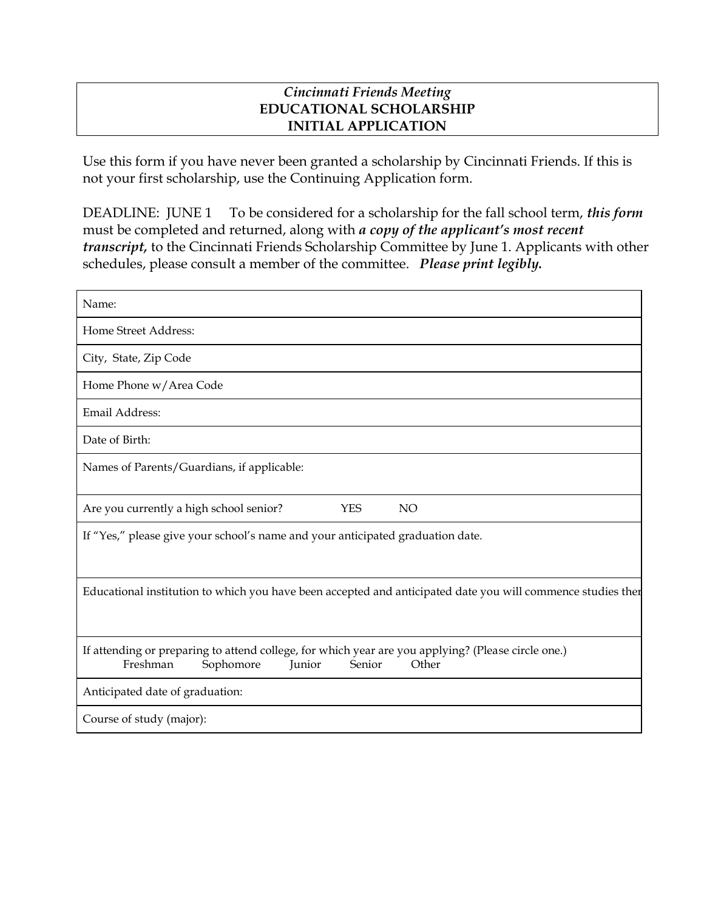*Cincinnati Friends Meeting*
**EDUCATIONAL SCHOLARSHIP**
**INITIAL APPLICATION**

Use this form if you have never been granted a scholarship by Cincinnati Friends. If this is not your first scholarship, use the Continuing Application form.

DEADLINE: JUNE 1 To be considered for a scholarship for the fall school term, ***this form*** must be completed and returned, along with ***a copy of the applicant's most recent transcript,*** to the Cincinnati Friends Scholarship Committee by June 1. Applicants with other schedules, please consult a member of the committee. ***Please print legibly.***

| |
|---|
| Name: |
| Home Street Address: |
| City, State, Zip Code |
| Home Phone w/Area Code |
| Email Address: |
| Date of Birth: |
| Names of Parents/Guardians, if applicable: |
| Are you currently a high school senior? YES NO |
| If "Yes," please give your school's name and your anticipated graduation date. |
| Educational institution to which you have been accepted and anticipated date you will commence studies ther |
| If attending or preparing to attend college, for which year are you applying? (Please circle one.) Freshman Sophomore Junior Senior Other |
| Anticipated date of graduation: |
| Course of study (major): |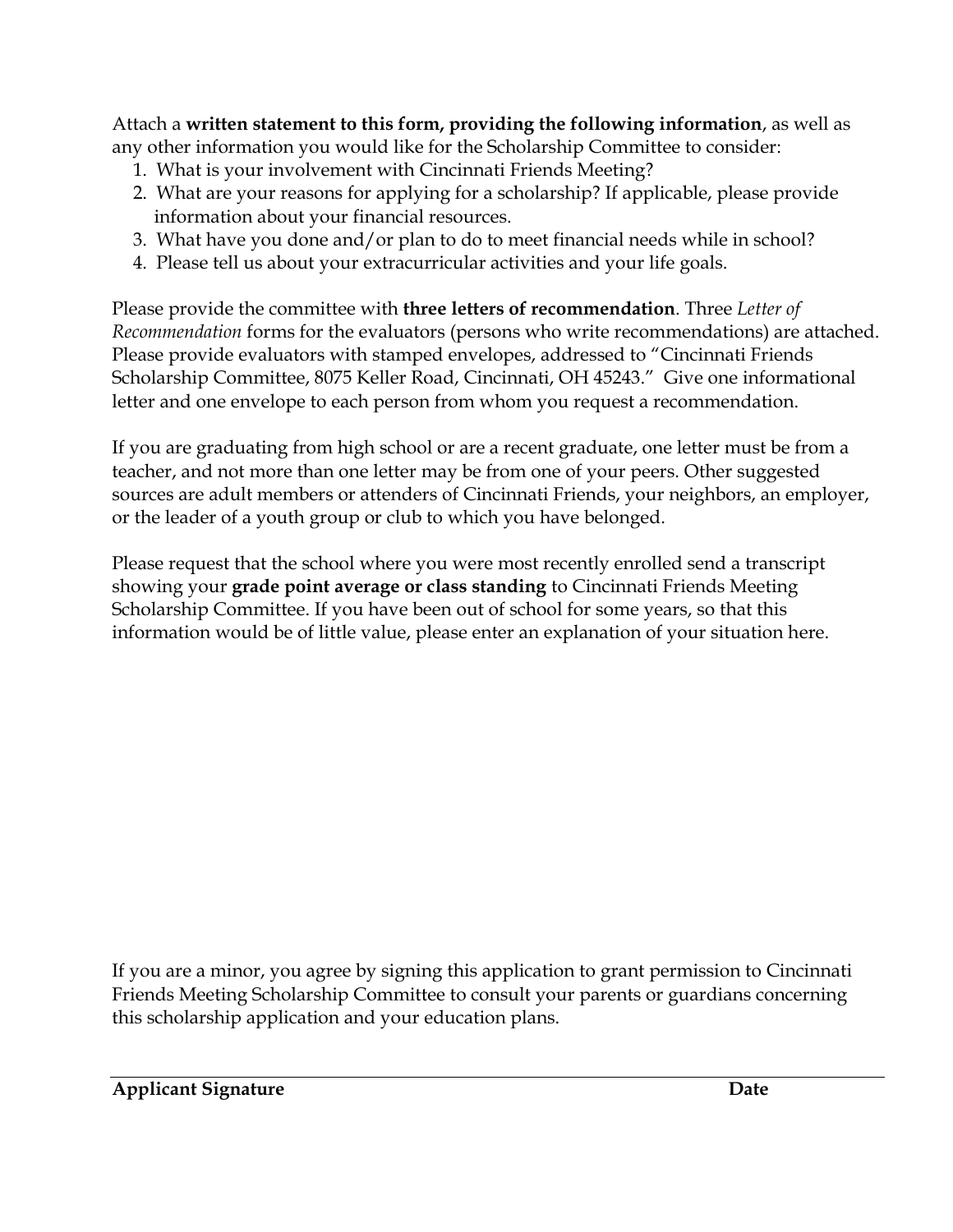Attach a **written statement to this form, providing the following information**, as well as any other information you would like for the Scholarship Committee to consider:

1. What is your involvement with Cincinnati Friends Meeting?
2. What are your reasons for applying for a scholarship? If applicable, please provide information about your financial resources.
3. What have you done and/or plan to do to meet financial needs while in school?
4. Please tell us about your extracurricular activities and your life goals.

Please provide the committee with **three letters of recommendation**. Three *Letter of Recommendation* forms for the evaluators (persons who write recommendations) are attached. Please provide evaluators with stamped envelopes, addressed to "Cincinnati Friends Scholarship Committee, 8075 Keller Road, Cincinnati, OH 45243." Give one informational letter and one envelope to each person from whom you request a recommendation.

If you are graduating from high school or are a recent graduate, one letter must be from a teacher, and not more than one letter may be from one of your peers. Other suggested sources are adult members or attenders of Cincinnati Friends, your neighbors, an employer, or the leader of a youth group or club to which you have belonged.

Please request that the school where you were most recently enrolled send a transcript showing your **grade point average or class standing** to Cincinnati Friends Meeting Scholarship Committee. If you have been out of school for some years, so that this information would be of little value, please enter an explanation of your situation here.

If you are a minor, you agree by signing this application to grant permission to Cincinnati Friends Meeting Scholarship Committee to consult your parents or guardians concerning this scholarship application and your education plans.

**Applicant Signature** **Date**